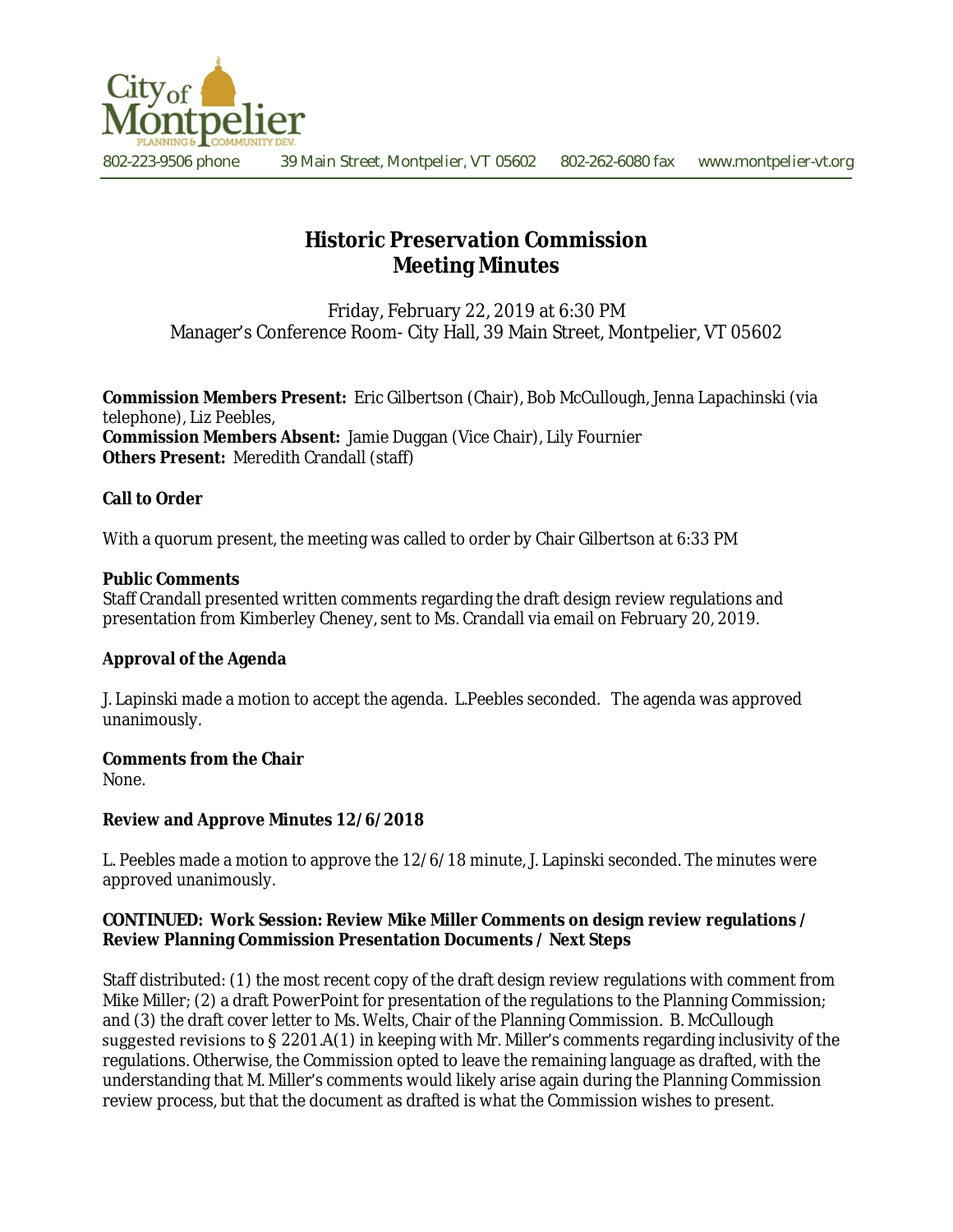City of Montpelier
PLANNING & COMMUNITY DEV.

802-223-9506 phone 39 Main Street, Montpelier, VT 05602 802-262-6080 fax www.montpelier-vt.org

# Historic Preservation Commission
# Meeting Minutes

Friday, February 22, 2019 at 6:30 PM
Manager's Conference Room- City Hall, 39 Main Street, Montpelier, VT 05602

**Commission Members Present:** Eric Gilbertson (Chair), Bob McCullough, Jenna Lapachinski (via telephone), Liz Peebles,
**Commission Members Absent:** Jamie Duggan (Vice Chair), Lily Fournier
**Others Present:** Meredith Crandall (staff)

**Call to Order**

With a quorum present, the meeting was called to order by Chair Gilbertson at 6:33 PM

**Public Comments**
Staff Crandall presented written comments regarding the draft design review regulations and presentation from Kimberley Cheney, sent to Ms. Crandall via email on February 20, 2019.

**Approval of the Agenda**

J. Lapinski made a motion to accept the agenda. L.Peebles seconded. The agenda was approved unanimously.

**Comments from the Chair**
None.

**Review and Approve Minutes 12/6/2018**

L. Peebles made a motion to approve the 12/6/18 minute, J. Lapinski seconded. The minutes were approved unanimously.

**CONTINUED: Work Session: Review Mike Miller Comments on design review regulations / Review Planning Commission Presentation Documents / Next Steps**

Staff distributed: (1) the most recent copy of the draft design review regulations with comment from Mike Miller; (2) a draft PowerPoint for presentation of the regulations to the Planning Commission; and (3) the draft cover letter to Ms. Welts, Chair of the Planning Commission. B. McCullough suggested revisions to § 2201.A(1) in keeping with Mr. Miller's comments regarding inclusivity of the regulations. Otherwise, the Commission opted to leave the remaining language as drafted, with the understanding that M. Miller's comments would likely arise again during the Planning Commission review process, but that the document as drafted is what the Commission wishes to present.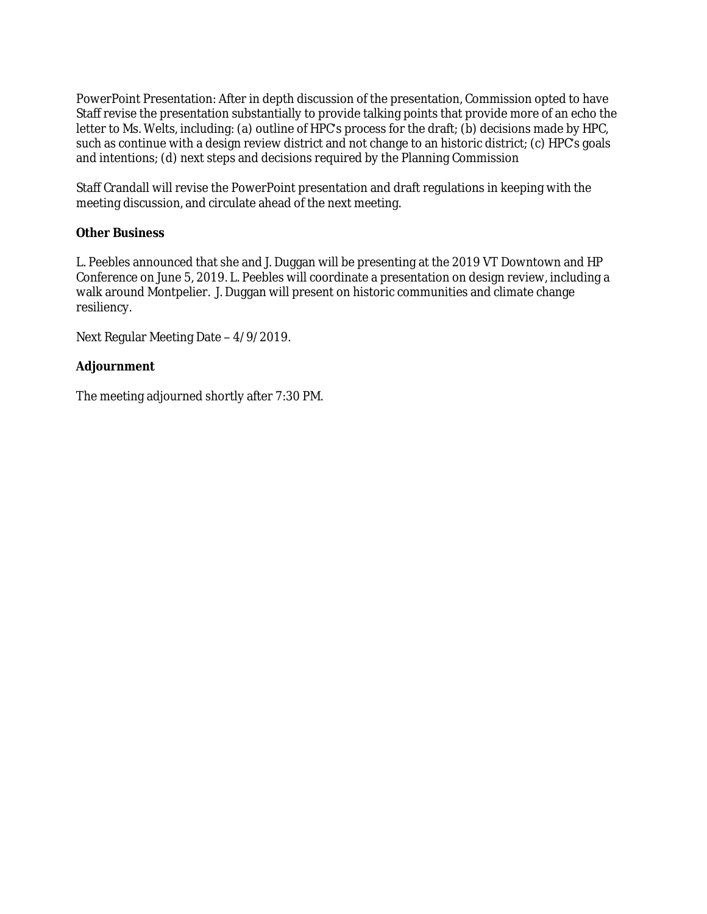PowerPoint Presentation: After in depth discussion of the presentation, Commission opted to have Staff revise the presentation substantially to provide talking points that provide more of an echo the letter to Ms. Welts, including: (a) outline of HPC's process for the draft; (b) decisions made by HPC, such as continue with a design review district and not change to an historic district; (c) HPC's goals and intentions; (d) next steps and decisions required by the Planning Commission

Staff Crandall will revise the PowerPoint presentation and draft regulations in keeping with the meeting discussion, and circulate ahead of the next meeting.

**Other Business**

L. Peebles announced that she and J. Duggan will be presenting at the 2019 VT Downtown and HP Conference on June 5, 2019. L. Peebles will coordinate a presentation on design review, including a walk around Montpelier. J. Duggan will present on historic communities and climate change resiliency.

Next Regular Meeting Date – 4/9/2019.

**Adjournment**

The meeting adjourned shortly after 7:30 PM.